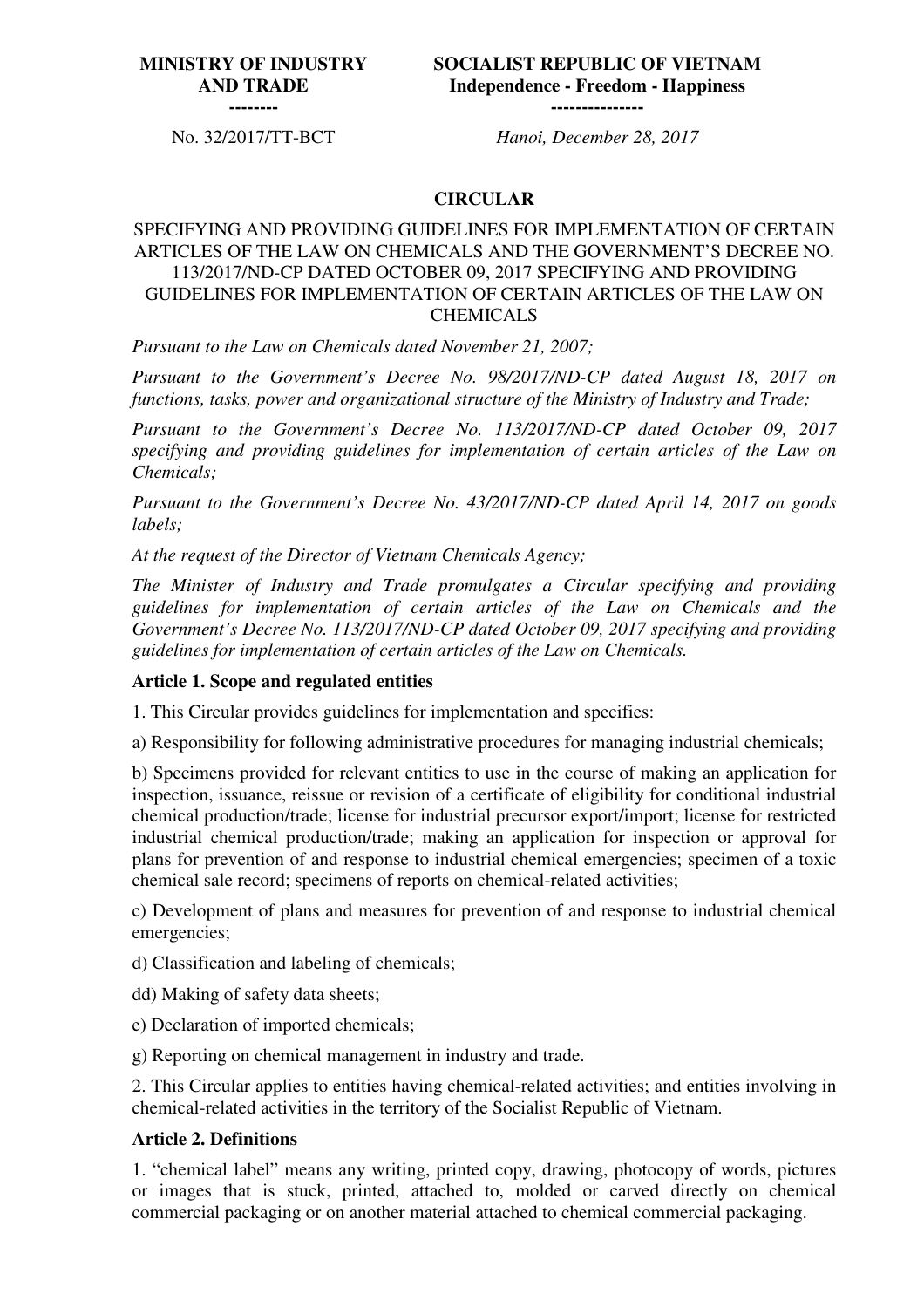| MINISTRY OF INDUSTRY AND TRADE<br>-------- | SOCIALIST REPUBLIC OF VIETNAM<br>Independence - Freedom - Happiness<br>--------------- |
|---|---|
| No. 32/2017/TT-BCT | *Hanoi, December 28, 2017* |

# CIRCULAR

## SPECIFYING AND PROVIDING GUIDELINES FOR IMPLEMENTATION OF CERTAIN ARTICLES OF THE LAW ON CHEMICALS AND THE GOVERNMENT'S DECREE NO. 113/2017/ND-CP DATED OCTOBER 09, 2017 SPECIFYING AND PROVIDING GUIDELINES FOR IMPLEMENTATION OF CERTAIN ARTICLES OF THE LAW ON CHEMICALS

*Pursuant to the Law on Chemicals dated November 21, 2007;*

*Pursuant to the Government's Decree No. 98/2017/ND-CP dated August 18, 2017 on functions, tasks, power and organizational structure of the Ministry of Industry and Trade;*

*Pursuant to the Government's Decree No. 113/2017/ND-CP dated October 09, 2017 specifying and providing guidelines for implementation of certain articles of the Law on Chemicals;*

*Pursuant to the Government's Decree No. 43/2017/ND-CP dated April 14, 2017 on goods labels;*

*At the request of the Director of Vietnam Chemicals Agency;*

*The Minister of Industry and Trade promulgates a Circular specifying and providing guidelines for implementation of certain articles of the Law on Chemicals and the Government's Decree No. 113/2017/ND-CP dated October 09, 2017 specifying and providing guidelines for implementation of certain articles of the Law on Chemicals.*

### Article 1. Scope and regulated entities

1. This Circular provides guidelines for implementation and specifies:

a) Responsibility for following administrative procedures for managing industrial chemicals;

b) Specimens provided for relevant entities to use in the course of making an application for inspection, issuance, reissue or revision of a certificate of eligibility for conditional industrial chemical production/trade; license for industrial precursor export/import; license for restricted industrial chemical production/trade; making an application for inspection or approval for plans for prevention of and response to industrial chemical emergencies; specimen of a toxic chemical sale record; specimens of reports on chemical-related activities;

c) Development of plans and measures for prevention of and response to industrial chemical emergencies;

d) Classification and labeling of chemicals;

dd) Making of safety data sheets;

e) Declaration of imported chemicals;

g) Reporting on chemical management in industry and trade.

2. This Circular applies to entities having chemical-related activities; and entities involving in chemical-related activities in the territory of the Socialist Republic of Vietnam.

### Article 2. Definitions

1. "chemical label" means any writing, printed copy, drawing, photocopy of words, pictures or images that is stuck, printed, attached to, molded or carved directly on chemical commercial packaging or on another material attached to chemical commercial packaging.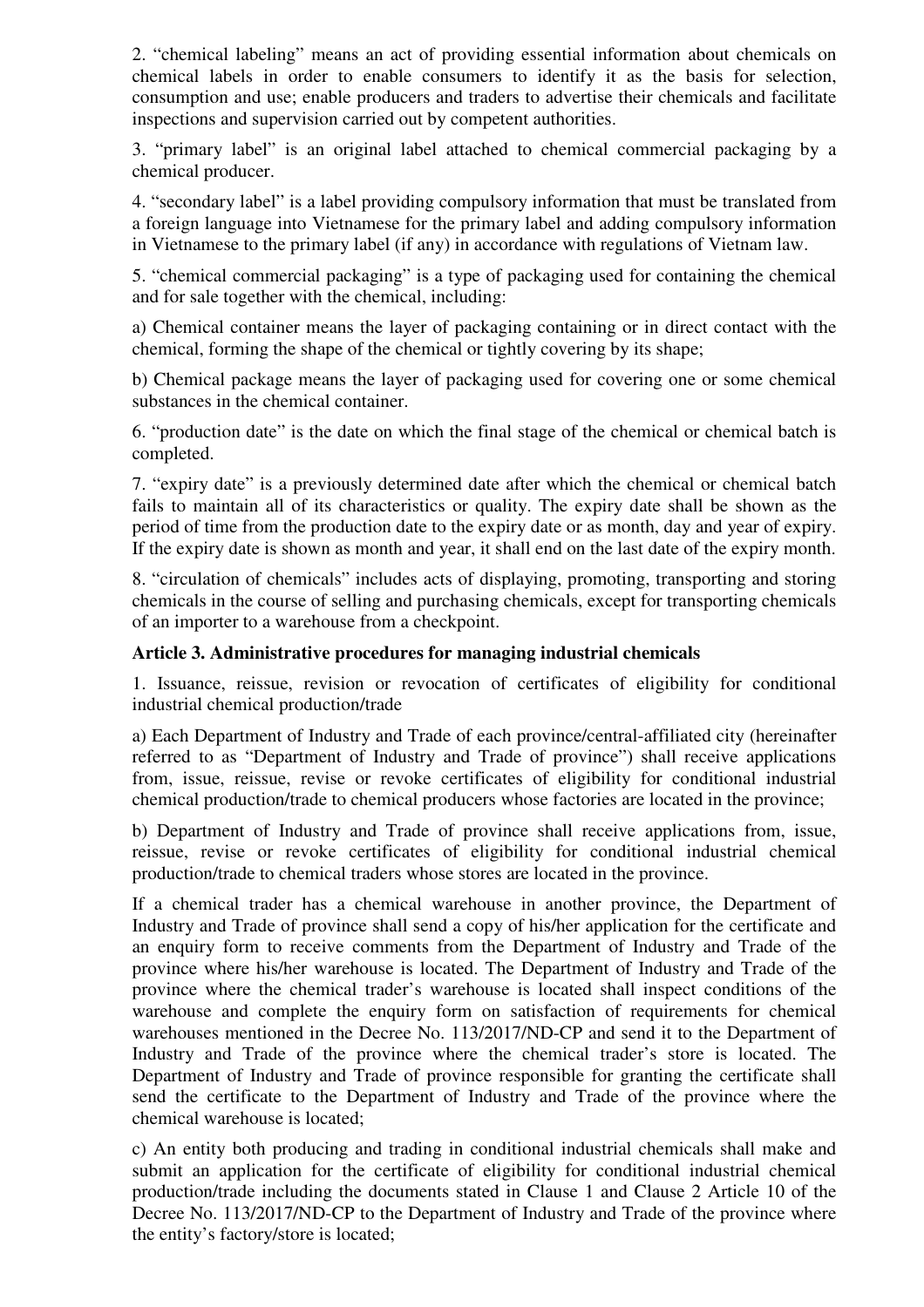2. “chemical labeling” means an act of providing essential information about chemicals on chemical labels in order to enable consumers to identify it as the basis for selection, consumption and use; enable producers and traders to advertise their chemicals and facilitate inspections and supervision carried out by competent authorities.

3. “primary label” is an original label attached to chemical commercial packaging by a chemical producer.

4. “secondary label” is a label providing compulsory information that must be translated from a foreign language into Vietnamese for the primary label and adding compulsory information in Vietnamese to the primary label (if any) in accordance with regulations of Vietnam law.

5. “chemical commercial packaging” is a type of packaging used for containing the chemical and for sale together with the chemical, including:

a) Chemical container means the layer of packaging containing or in direct contact with the chemical, forming the shape of the chemical or tightly covering by its shape;

b) Chemical package means the layer of packaging used for covering one or some chemical substances in the chemical container.

6. “production date” is the date on which the final stage of the chemical or chemical batch is completed.

7. “expiry date” is a previously determined date after which the chemical or chemical batch fails to maintain all of its characteristics or quality. The expiry date shall be shown as the period of time from the production date to the expiry date or as month, day and year of expiry. If the expiry date is shown as month and year, it shall end on the last date of the expiry month.

8. “circulation of chemicals” includes acts of displaying, promoting, transporting and storing chemicals in the course of selling and purchasing chemicals, except for transporting chemicals of an importer to a warehouse from a checkpoint.

**Article 3. Administrative procedures for managing industrial chemicals**

1. Issuance, reissue, revision or revocation of certificates of eligibility for conditional industrial chemical production/trade

a) Each Department of Industry and Trade of each province/central-affiliated city (hereinafter referred to as “Department of Industry and Trade of province”) shall receive applications from, issue, reissue, revise or revoke certificates of eligibility for conditional industrial chemical production/trade to chemical producers whose factories are located in the province;

b) Department of Industry and Trade of province shall receive applications from, issue, reissue, revise or revoke certificates of eligibility for conditional industrial chemical production/trade to chemical traders whose stores are located in the province.

If a chemical trader has a chemical warehouse in another province, the Department of Industry and Trade of province shall send a copy of his/her application for the certificate and an enquiry form to receive comments from the Department of Industry and Trade of the province where his/her warehouse is located. The Department of Industry and Trade of the province where the chemical trader’s warehouse is located shall inspect conditions of the warehouse and complete the enquiry form on satisfaction of requirements for chemical warehouses mentioned in the Decree No. 113/2017/ND-CP and send it to the Department of Industry and Trade of the province where the chemical trader’s store is located. The Department of Industry and Trade of province responsible for granting the certificate shall send the certificate to the Department of Industry and Trade of the province where the chemical warehouse is located;

c) An entity both producing and trading in conditional industrial chemicals shall make and submit an application for the certificate of eligibility for conditional industrial chemical production/trade including the documents stated in Clause 1 and Clause 2 Article 10 of the Decree No. 113/2017/ND-CP to the Department of Industry and Trade of the province where the entity’s factory/store is located;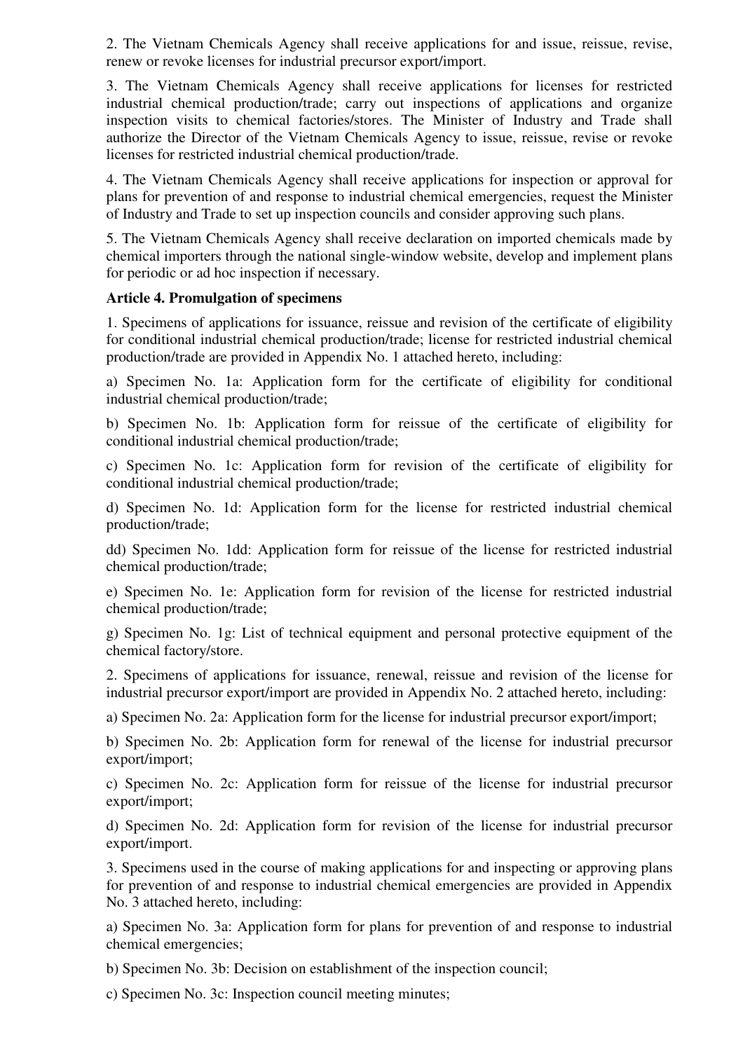2. The Vietnam Chemicals Agency shall receive applications for and issue, reissue, revise, renew or revoke licenses for industrial precursor export/import.

3. The Vietnam Chemicals Agency shall receive applications for licenses for restricted industrial chemical production/trade; carry out inspections of applications and organize inspection visits to chemical factories/stores. The Minister of Industry and Trade shall authorize the Director of the Vietnam Chemicals Agency to issue, reissue, revise or revoke licenses for restricted industrial chemical production/trade.

4. The Vietnam Chemicals Agency shall receive applications for inspection or approval for plans for prevention of and response to industrial chemical emergencies, request the Minister of Industry and Trade to set up inspection councils and consider approving such plans.

5. The Vietnam Chemicals Agency shall receive declaration on imported chemicals made by chemical importers through the national single-window website, develop and implement plans for periodic or ad hoc inspection if necessary.

**Article 4. Promulgation of specimens**

1. Specimens of applications for issuance, reissue and revision of the certificate of eligibility for conditional industrial chemical production/trade; license for restricted industrial chemical production/trade are provided in Appendix No. 1 attached hereto, including:

a) Specimen No. 1a: Application form for the certificate of eligibility for conditional industrial chemical production/trade;

b) Specimen No. 1b: Application form for reissue of the certificate of eligibility for conditional industrial chemical production/trade;

c) Specimen No. 1c: Application form for revision of the certificate of eligibility for conditional industrial chemical production/trade;

d) Specimen No. 1d: Application form for the license for restricted industrial chemical production/trade;

dd) Specimen No. 1dd: Application form for reissue of the license for restricted industrial chemical production/trade;

e) Specimen No. 1e: Application form for revision of the license for restricted industrial chemical production/trade;

g) Specimen No. 1g: List of technical equipment and personal protective equipment of the chemical factory/store.

2. Specimens of applications for issuance, renewal, reissue and revision of the license for industrial precursor export/import are provided in Appendix No. 2 attached hereto, including:

a) Specimen No. 2a: Application form for the license for industrial precursor export/import;

b) Specimen No. 2b: Application form for renewal of the license for industrial precursor export/import;

c) Specimen No. 2c: Application form for reissue of the license for industrial precursor export/import;

d) Specimen No. 2d: Application form for revision of the license for industrial precursor export/import.

3. Specimens used in the course of making applications for and inspecting or approving plans for prevention of and response to industrial chemical emergencies are provided in Appendix No. 3 attached hereto, including:

a) Specimen No. 3a: Application form for plans for prevention of and response to industrial chemical emergencies;

b) Specimen No. 3b: Decision on establishment of the inspection council;

c) Specimen No. 3c: Inspection council meeting minutes;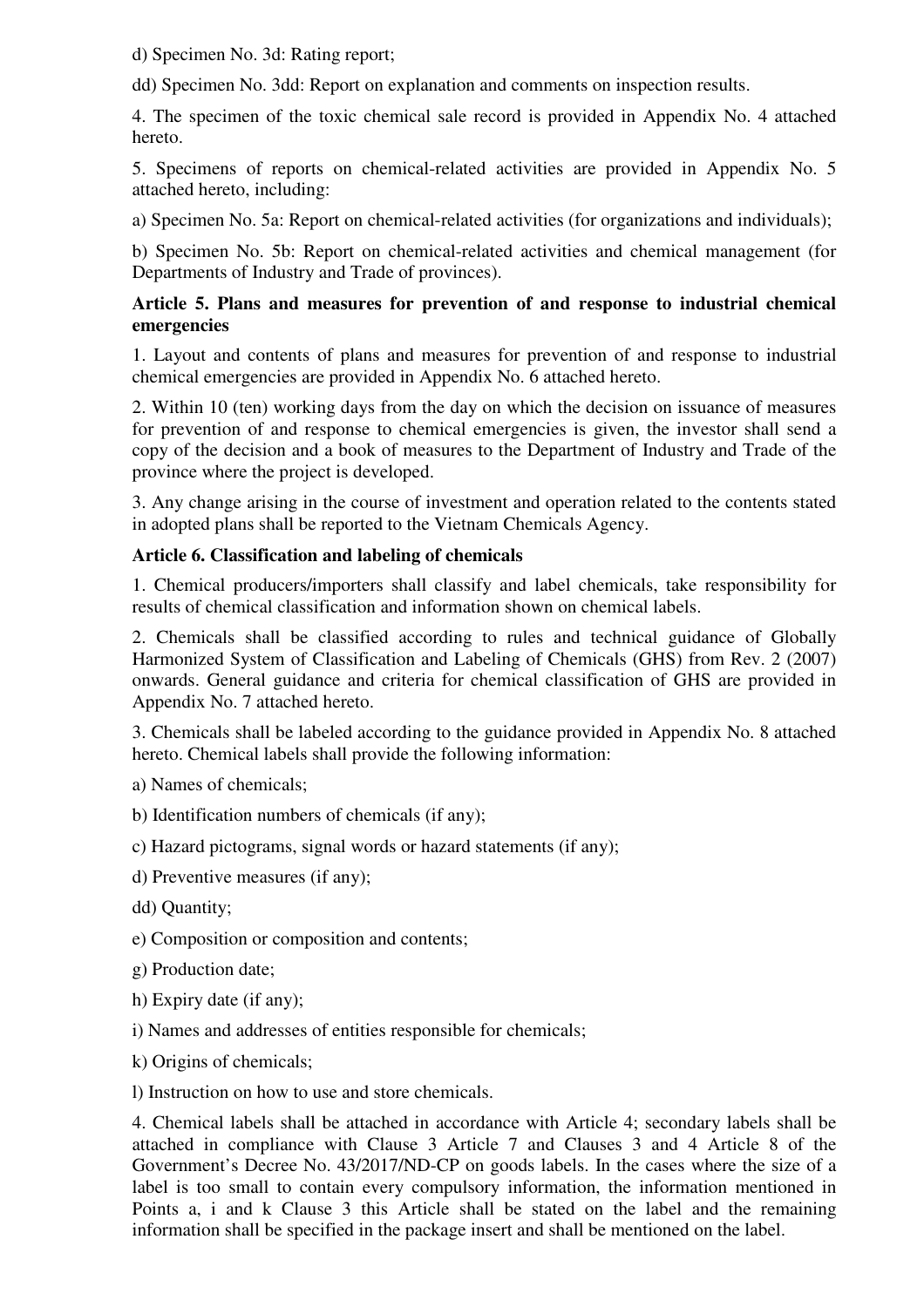d) Specimen No. 3d: Rating report;

dd) Specimen No. 3dd: Report on explanation and comments on inspection results.

4. The specimen of the toxic chemical sale record is provided in Appendix No. 4 attached hereto.

5. Specimens of reports on chemical-related activities are provided in Appendix No. 5 attached hereto, including:

a) Specimen No. 5a: Report on chemical-related activities (for organizations and individuals);

b) Specimen No. 5b: Report on chemical-related activities and chemical management (for Departments of Industry and Trade of provinces).

**Article 5. Plans and measures for prevention of and response to industrial chemical emergencies**

1. Layout and contents of plans and measures for prevention of and response to industrial chemical emergencies are provided in Appendix No. 6 attached hereto.

2. Within 10 (ten) working days from the day on which the decision on issuance of measures for prevention of and response to chemical emergencies is given, the investor shall send a copy of the decision and a book of measures to the Department of Industry and Trade of the province where the project is developed.

3. Any change arising in the course of investment and operation related to the contents stated in adopted plans shall be reported to the Vietnam Chemicals Agency.

**Article 6. Classification and labeling of chemicals**

1. Chemical producers/importers shall classify and label chemicals, take responsibility for results of chemical classification and information shown on chemical labels.

2. Chemicals shall be classified according to rules and technical guidance of Globally Harmonized System of Classification and Labeling of Chemicals (GHS) from Rev. 2 (2007) onwards. General guidance and criteria for chemical classification of GHS are provided in Appendix No. 7 attached hereto.

3. Chemicals shall be labeled according to the guidance provided in Appendix No. 8 attached hereto. Chemical labels shall provide the following information:

a) Names of chemicals;

b) Identification numbers of chemicals (if any);

c) Hazard pictograms, signal words or hazard statements (if any);

d) Preventive measures (if any);

dd) Quantity;

e) Composition or composition and contents;

g) Production date;

h) Expiry date (if any);

i) Names and addresses of entities responsible for chemicals;

k) Origins of chemicals;

l) Instruction on how to use and store chemicals.

4. Chemical labels shall be attached in accordance with Article 4; secondary labels shall be attached in compliance with Clause 3 Article 7 and Clauses 3 and 4 Article 8 of the Government's Decree No. 43/2017/ND-CP on goods labels. In the cases where the size of a label is too small to contain every compulsory information, the information mentioned in Points a, i and k Clause 3 this Article shall be stated on the label and the remaining information shall be specified in the package insert and shall be mentioned on the label.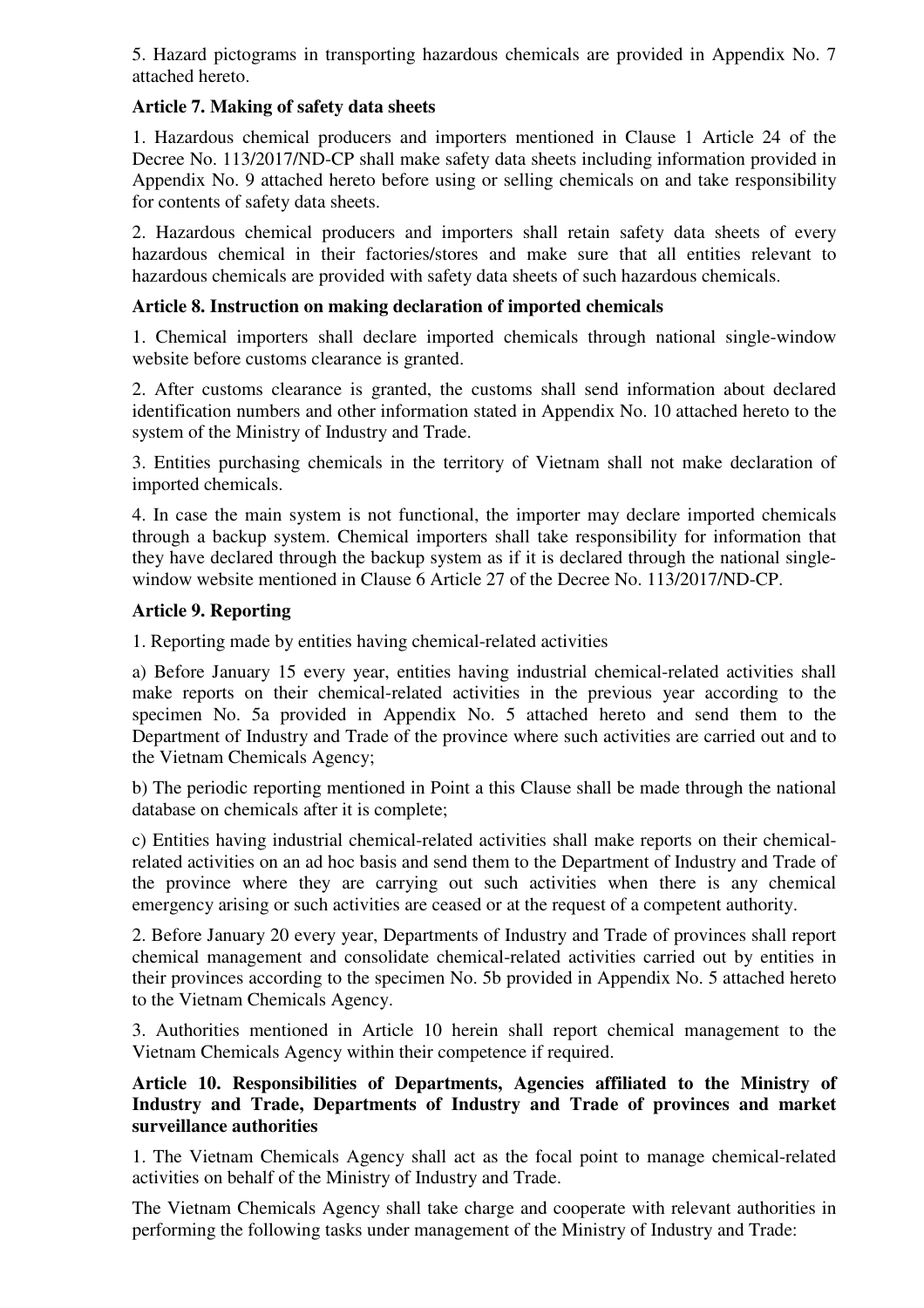5. Hazard pictograms in transporting hazardous chemicals are provided in Appendix No. 7 attached hereto.

**Article 7. Making of safety data sheets**

1. Hazardous chemical producers and importers mentioned in Clause 1 Article 24 of the Decree No. 113/2017/ND-CP shall make safety data sheets including information provided in Appendix No. 9 attached hereto before using or selling chemicals on and take responsibility for contents of safety data sheets.

2. Hazardous chemical producers and importers shall retain safety data sheets of every hazardous chemical in their factories/stores and make sure that all entities relevant to hazardous chemicals are provided with safety data sheets of such hazardous chemicals.

**Article 8. Instruction on making declaration of imported chemicals**

1. Chemical importers shall declare imported chemicals through national single-window website before customs clearance is granted.

2. After customs clearance is granted, the customs shall send information about declared identification numbers and other information stated in Appendix No. 10 attached hereto to the system of the Ministry of Industry and Trade.

3. Entities purchasing chemicals in the territory of Vietnam shall not make declaration of imported chemicals.

4. In case the main system is not functional, the importer may declare imported chemicals through a backup system. Chemical importers shall take responsibility for information that they have declared through the backup system as if it is declared through the national single-window website mentioned in Clause 6 Article 27 of the Decree No. 113/2017/ND-CP.

**Article 9. Reporting**

1. Reporting made by entities having chemical-related activities

a) Before January 15 every year, entities having industrial chemical-related activities shall make reports on their chemical-related activities in the previous year according to the specimen No. 5a provided in Appendix No. 5 attached hereto and send them to the Department of Industry and Trade of the province where such activities are carried out and to the Vietnam Chemicals Agency;

b) The periodic reporting mentioned in Point a this Clause shall be made through the national database on chemicals after it is complete;

c) Entities having industrial chemical-related activities shall make reports on their chemical-related activities on an ad hoc basis and send them to the Department of Industry and Trade of the province where they are carrying out such activities when there is any chemical emergency arising or such activities are ceased or at the request of a competent authority.

2. Before January 20 every year, Departments of Industry and Trade of provinces shall report chemical management and consolidate chemical-related activities carried out by entities in their provinces according to the specimen No. 5b provided in Appendix No. 5 attached hereto to the Vietnam Chemicals Agency.

3. Authorities mentioned in Article 10 herein shall report chemical management to the Vietnam Chemicals Agency within their competence if required.

**Article 10. Responsibilities of Departments, Agencies affiliated to the Ministry of Industry and Trade, Departments of Industry and Trade of provinces and market surveillance authorities**

1. The Vietnam Chemicals Agency shall act as the focal point to manage chemical-related activities on behalf of the Ministry of Industry and Trade.

The Vietnam Chemicals Agency shall take charge and cooperate with relevant authorities in performing the following tasks under management of the Ministry of Industry and Trade: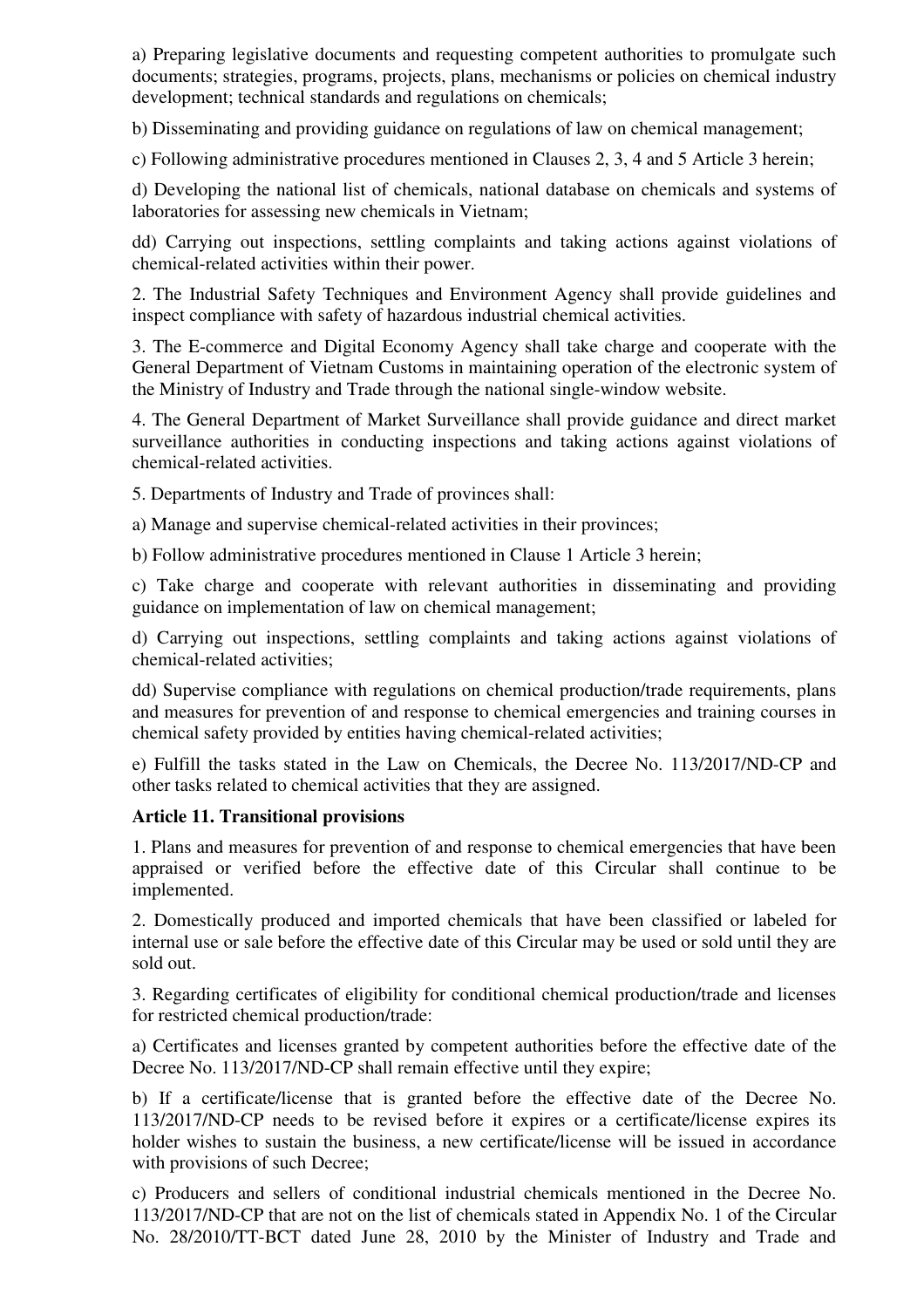a) Preparing legislative documents and requesting competent authorities to promulgate such documents; strategies, programs, projects, plans, mechanisms or policies on chemical industry development; technical standards and regulations on chemicals;

b) Disseminating and providing guidance on regulations of law on chemical management;

c) Following administrative procedures mentioned in Clauses 2, 3, 4 and 5 Article 3 herein;

d) Developing the national list of chemicals, national database on chemicals and systems of laboratories for assessing new chemicals in Vietnam;

dd) Carrying out inspections, settling complaints and taking actions against violations of chemical-related activities within their power.

2. The Industrial Safety Techniques and Environment Agency shall provide guidelines and inspect compliance with safety of hazardous industrial chemical activities.

3. The E-commerce and Digital Economy Agency shall take charge and cooperate with the General Department of Vietnam Customs in maintaining operation of the electronic system of the Ministry of Industry and Trade through the national single-window website.

4. The General Department of Market Surveillance shall provide guidance and direct market surveillance authorities in conducting inspections and taking actions against violations of chemical-related activities.

5. Departments of Industry and Trade of provinces shall:

a) Manage and supervise chemical-related activities in their provinces;

b) Follow administrative procedures mentioned in Clause 1 Article 3 herein;

c) Take charge and cooperate with relevant authorities in disseminating and providing guidance on implementation of law on chemical management;

d) Carrying out inspections, settling complaints and taking actions against violations of chemical-related activities;

dd) Supervise compliance with regulations on chemical production/trade requirements, plans and measures for prevention of and response to chemical emergencies and training courses in chemical safety provided by entities having chemical-related activities;

e) Fulfill the tasks stated in the Law on Chemicals, the Decree No. 113/2017/ND-CP and other tasks related to chemical activities that they are assigned.

**Article 11. Transitional provisions**

1. Plans and measures for prevention of and response to chemical emergencies that have been appraised or verified before the effective date of this Circular shall continue to be implemented.

2. Domestically produced and imported chemicals that have been classified or labeled for internal use or sale before the effective date of this Circular may be used or sold until they are sold out.

3. Regarding certificates of eligibility for conditional chemical production/trade and licenses for restricted chemical production/trade:

a) Certificates and licenses granted by competent authorities before the effective date of the Decree No. 113/2017/ND-CP shall remain effective until they expire;

b) If a certificate/license that is granted before the effective date of the Decree No. 113/2017/ND-CP needs to be revised before it expires or a certificate/license expires its holder wishes to sustain the business, a new certificate/license will be issued in accordance with provisions of such Decree;

c) Producers and sellers of conditional industrial chemicals mentioned in the Decree No. 113/2017/ND-CP that are not on the list of chemicals stated in Appendix No. 1 of the Circular No. 28/2010/TT-BCT dated June 28, 2010 by the Minister of Industry and Trade and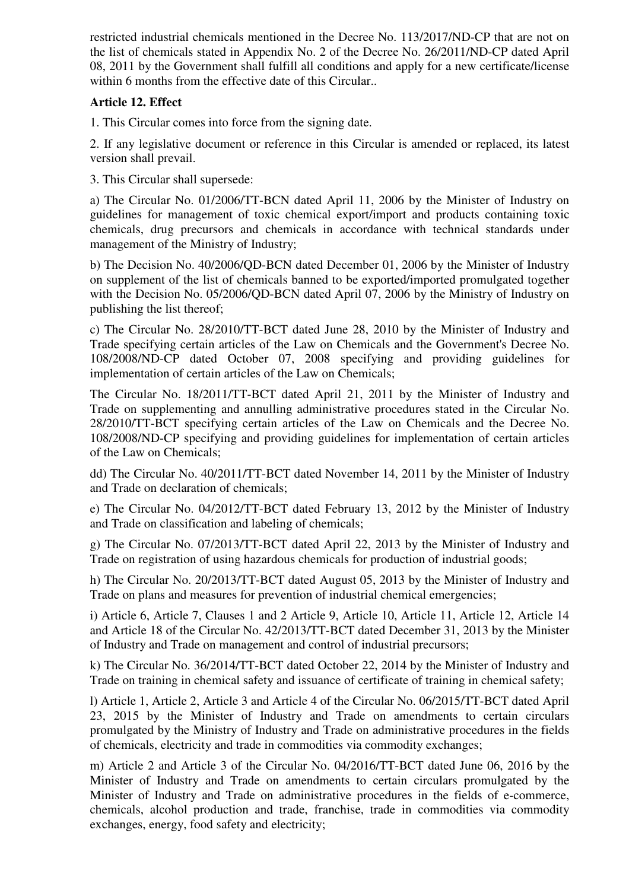restricted industrial chemicals mentioned in the Decree No. 113/2017/ND-CP that are not on the list of chemicals stated in Appendix No. 2 of the Decree No. 26/2011/ND-CP dated April 08, 2011 by the Government shall fulfill all conditions and apply for a new certificate/license within 6 months from the effective date of this Circular..

**Article 12. Effect**

1. This Circular comes into force from the signing date.

2. If any legislative document or reference in this Circular is amended or replaced, its latest version shall prevail.

3. This Circular shall supersede:

a) The Circular No. 01/2006/TT-BCN dated April 11, 2006 by the Minister of Industry on guidelines for management of toxic chemical export/import and products containing toxic chemicals, drug precursors and chemicals in accordance with technical standards under management of the Ministry of Industry;

b) The Decision No. 40/2006/QD-BCN dated December 01, 2006 by the Minister of Industry on supplement of the list of chemicals banned to be exported/imported promulgated together with the Decision No. 05/2006/QD-BCN dated April 07, 2006 by the Ministry of Industry on publishing the list thereof;

c) The Circular No. 28/2010/TT-BCT dated June 28, 2010 by the Minister of Industry and Trade specifying certain articles of the Law on Chemicals and the Government's Decree No. 108/2008/ND-CP dated October 07, 2008 specifying and providing guidelines for implementation of certain articles of the Law on Chemicals;

The Circular No. 18/2011/TT-BCT dated April 21, 2011 by the Minister of Industry and Trade on supplementing and annulling administrative procedures stated in the Circular No. 28/2010/TT-BCT specifying certain articles of the Law on Chemicals and the Decree No. 108/2008/ND-CP specifying and providing guidelines for implementation of certain articles of the Law on Chemicals;

dd) The Circular No. 40/2011/TT-BCT dated November 14, 2011 by the Minister of Industry and Trade on declaration of chemicals;

e) The Circular No. 04/2012/TT-BCT dated February 13, 2012 by the Minister of Industry and Trade on classification and labeling of chemicals;

g) The Circular No. 07/2013/TT-BCT dated April 22, 2013 by the Minister of Industry and Trade on registration of using hazardous chemicals for production of industrial goods;

h) The Circular No. 20/2013/TT-BCT dated August 05, 2013 by the Minister of Industry and Trade on plans and measures for prevention of industrial chemical emergencies;

i) Article 6, Article 7, Clauses 1 and 2 Article 9, Article 10, Article 11, Article 12, Article 14 and Article 18 of the Circular No. 42/2013/TT-BCT dated December 31, 2013 by the Minister of Industry and Trade on management and control of industrial precursors;

k) The Circular No. 36/2014/TT-BCT dated October 22, 2014 by the Minister of Industry and Trade on training in chemical safety and issuance of certificate of training in chemical safety;

l) Article 1, Article 2, Article 3 and Article 4 of the Circular No. 06/2015/TT-BCT dated April 23, 2015 by the Minister of Industry and Trade on amendments to certain circulars promulgated by the Ministry of Industry and Trade on administrative procedures in the fields of chemicals, electricity and trade in commodities via commodity exchanges;

m) Article 2 and Article 3 of the Circular No. 04/2016/TT-BCT dated June 06, 2016 by the Minister of Industry and Trade on amendments to certain circulars promulgated by the Minister of Industry and Trade on administrative procedures in the fields of e-commerce, chemicals, alcohol production and trade, franchise, trade in commodities via commodity exchanges, energy, food safety and electricity;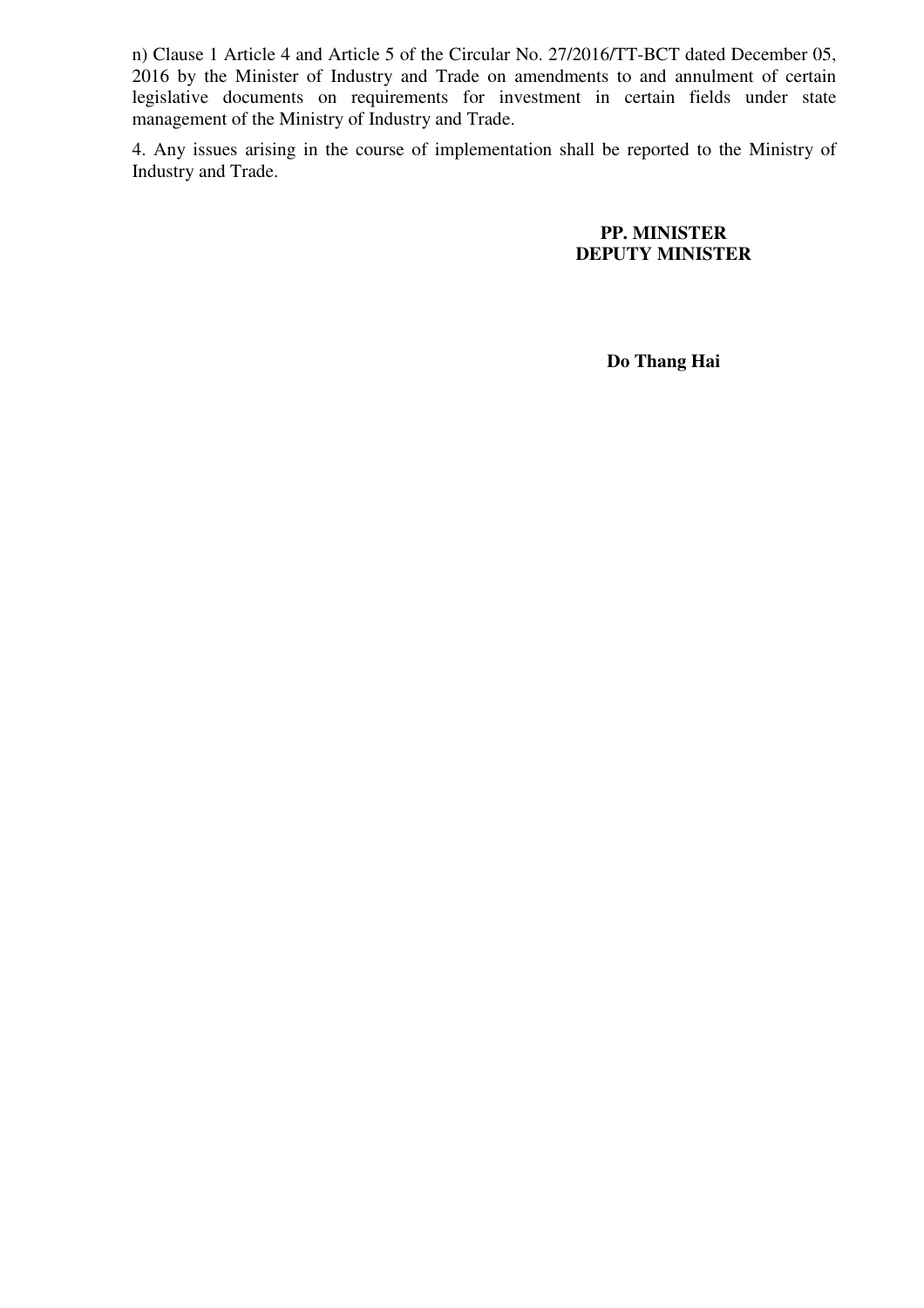n) Clause 1 Article 4 and Article 5 of the Circular No. 27/2016/TT-BCT dated December 05, 2016 by the Minister of Industry and Trade on amendments to and annulment of certain legislative documents on requirements for investment in certain fields under state management of the Ministry of Industry and Trade.

4. Any issues arising in the course of implementation shall be reported to the Ministry of Industry and Trade.

**PP. MINISTER**
**DEPUTY MINISTER**

**Do Thang Hai**